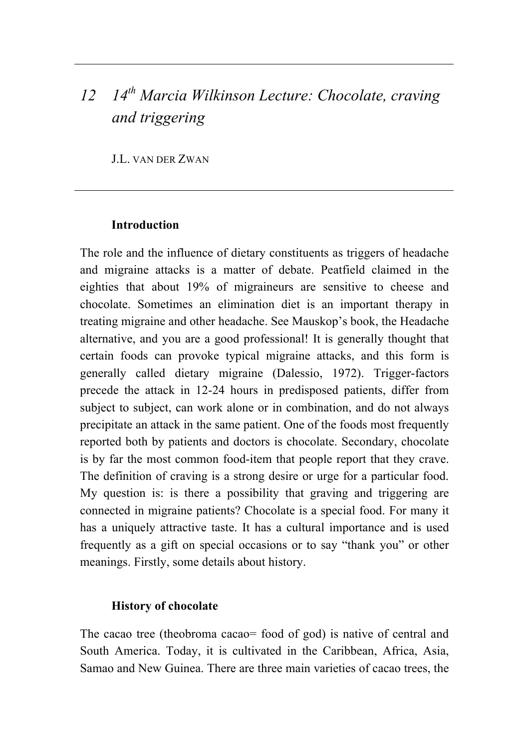# *12 14$^{th}$ Marcia Wilkinson Lecture: Chocolate, craving and triggering*

J.L. VAN DER ZWAN

## Introduction

The role and the influence of dietary constituents as triggers of headache and migraine attacks is a matter of debate. Peatfield claimed in the eighties that about 19% of migraineurs are sensitive to cheese and chocolate. Sometimes an elimination diet is an important therapy in treating migraine and other headache. See Mauskop's book, the Headache alternative, and you are a good professional! It is generally thought that certain foods can provoke typical migraine attacks, and this form is generally called dietary migraine (Dalessio, 1972). Trigger-factors precede the attack in 12-24 hours in predisposed patients, differ from subject to subject, can work alone or in combination, and do not always precipitate an attack in the same patient. One of the foods most frequently reported both by patients and doctors is chocolate. Secondary, chocolate is by far the most common food-item that people report that they crave. The definition of craving is a strong desire or urge for a particular food. My question is: is there a possibility that graving and triggering are connected in migraine patients? Chocolate is a special food. For many it has a uniquely attractive taste. It has a cultural importance and is used frequently as a gift on special occasions or to say "thank you" or other meanings. Firstly, some details about history.

## History of chocolate

The cacao tree (theobroma cacao= food of god) is native of central and South America. Today, it is cultivated in the Caribbean, Africa, Asia, Samao and New Guinea. There are three main varieties of cacao trees, the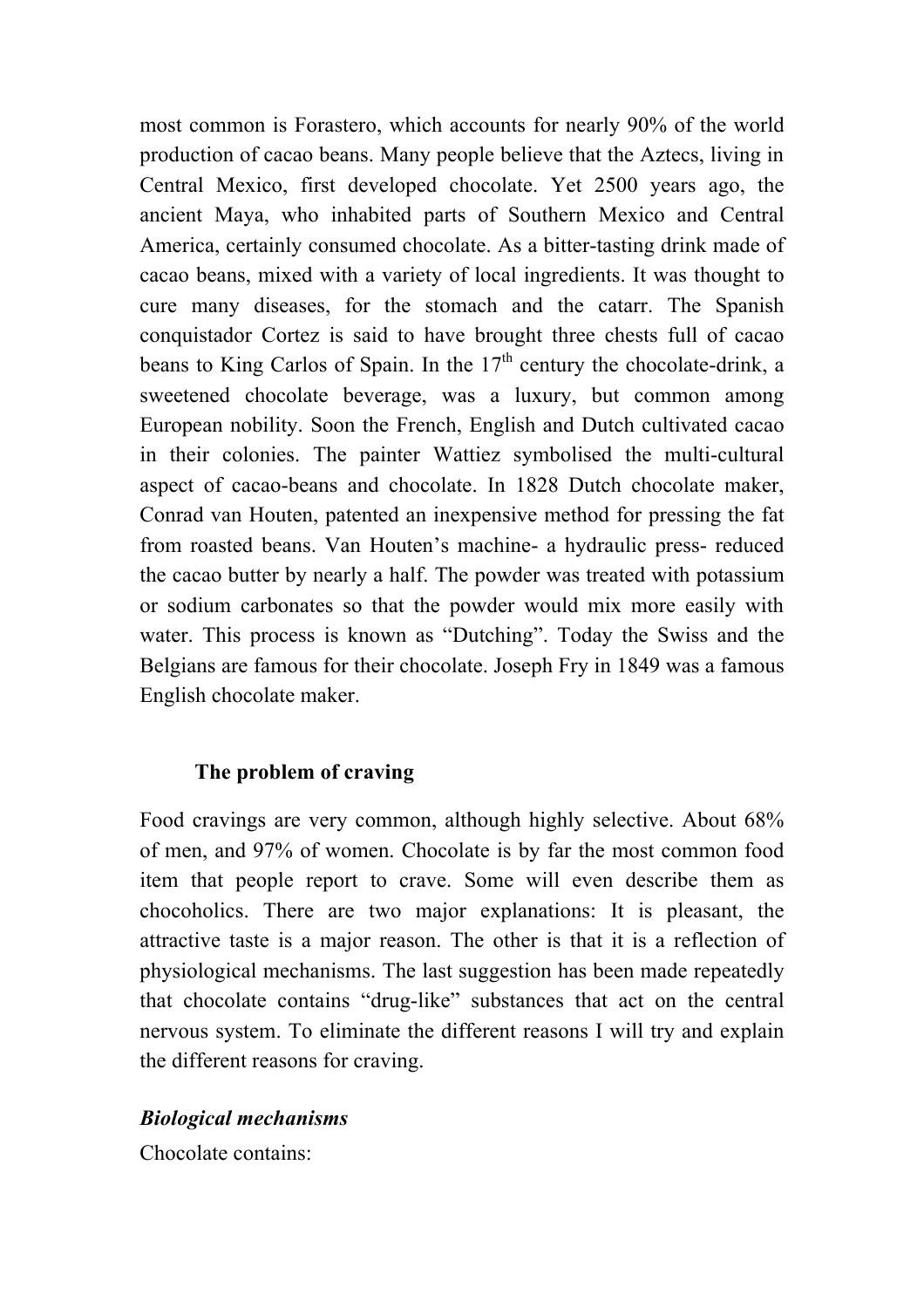most common is Forastero, which accounts for nearly 90% of the world production of cacao beans. Many people believe that the Aztecs, living in Central Mexico, first developed chocolate. Yet 2500 years ago, the ancient Maya, who inhabited parts of Southern Mexico and Central America, certainly consumed chocolate. As a bitter-tasting drink made of cacao beans, mixed with a variety of local ingredients. It was thought to cure many diseases, for the stomach and the catarr. The Spanish conquistador Cortez is said to have brought three chests full of cacao beans to King Carlos of Spain. In the 17th century the chocolate-drink, a sweetened chocolate beverage, was a luxury, but common among European nobility. Soon the French, English and Dutch cultivated cacao in their colonies. The painter Wattiez symbolised the multi-cultural aspect of cacao-beans and chocolate. In 1828 Dutch chocolate maker, Conrad van Houten, patented an inexpensive method for pressing the fat from roasted beans. Van Houten's machine- a hydraulic press- reduced the cacao butter by nearly a half. The powder was treated with potassium or sodium carbonates so that the powder would mix more easily with water. This process is known as "Dutching". Today the Swiss and the Belgians are famous for their chocolate. Joseph Fry in 1849 was a famous English chocolate maker.

## The problem of craving

Food cravings are very common, although highly selective. About 68% of men, and 97% of women. Chocolate is by far the most common food item that people report to crave. Some will even describe them as chocoholics. There are two major explanations: It is pleasant, the attractive taste is a major reason. The other is that it is a reflection of physiological mechanisms. The last suggestion has been made repeatedly that chocolate contains "drug-like" substances that act on the central nervous system. To eliminate the different reasons I will try and explain the different reasons for craving.

### *Biological mechanisms*

Chocolate contains: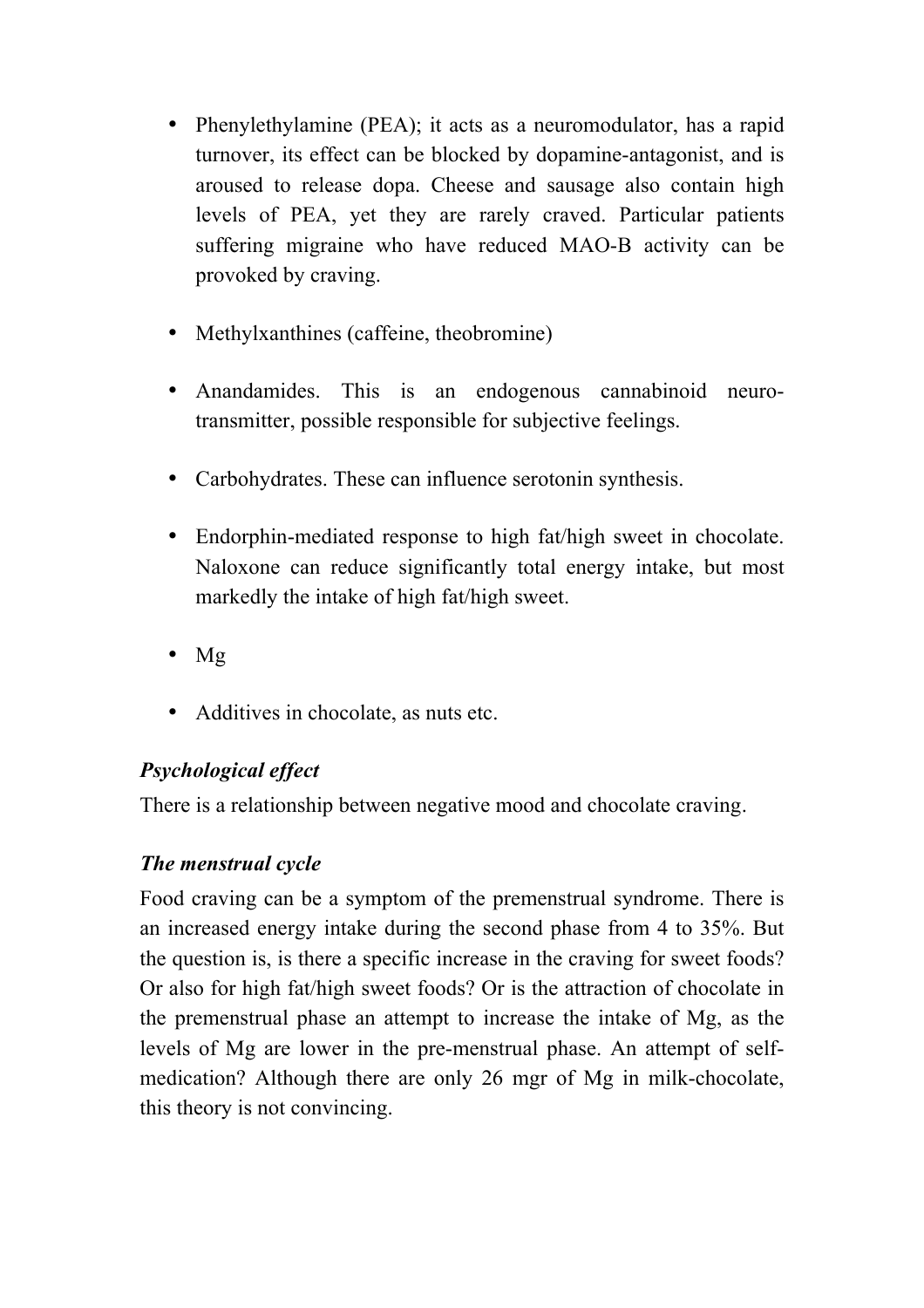- Phenylethylamine (PEA); it acts as a neuromodulator, has a rapid turnover, its effect can be blocked by dopamine-antagonist, and is aroused to release dopa. Cheese and sausage also contain high levels of PEA, yet they are rarely craved. Particular patients suffering migraine who have reduced MAO-B activity can be provoked by craving.

- Methylxanthines (caffeine, theobromine)

- Anandamides. This is an endogenous cannabinoid neuro-transmitter, possible responsible for subjective feelings.

- Carbohydrates. These can influence serotonin synthesis.

- Endorphin-mediated response to high fat/high sweet in chocolate. Naloxone can reduce significantly total energy intake, but most markedly the intake of high fat/high sweet.

- Mg

- Additives in chocolate, as nuts etc.

***Psychological effect***

There is a relationship between negative mood and chocolate craving.

***The menstrual cycle***

Food craving can be a symptom of the premenstrual syndrome. There is an increased energy intake during the second phase from 4 to 35%. But the question is, is there a specific increase in the craving for sweet foods? Or also for high fat/high sweet foods? Or is the attraction of chocolate in the premenstrual phase an attempt to increase the intake of Mg, as the levels of Mg are lower in the pre-menstrual phase. An attempt of self-medication? Although there are only 26 mgr of Mg in milk-chocolate, this theory is not convincing.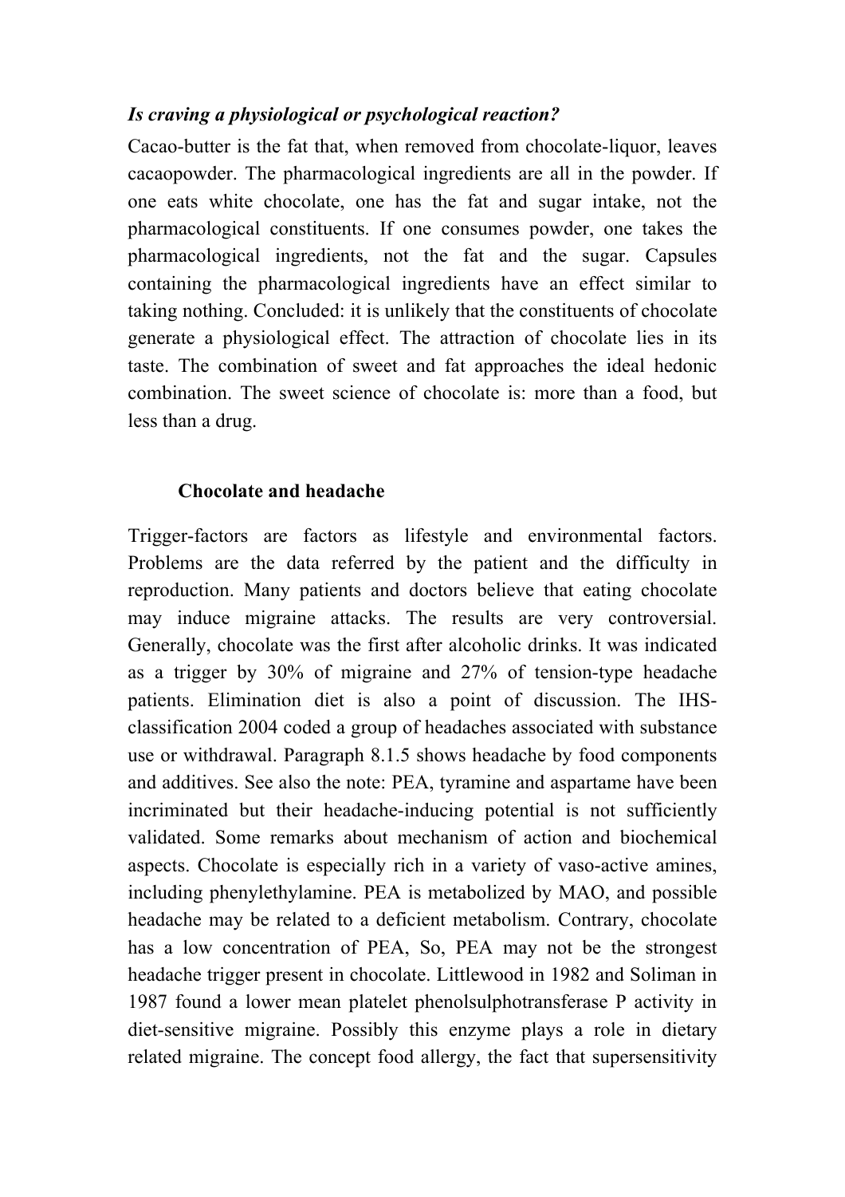*Is craving a physiological or psychological reaction?*

Cacao-butter is the fat that, when removed from chocolate-liquor, leaves cacaopowder. The pharmacological ingredients are all in the powder. If one eats white chocolate, one has the fat and sugar intake, not the pharmacological constituents. If one consumes powder, one takes the pharmacological ingredients, not the fat and the sugar. Capsules containing the pharmacological ingredients have an effect similar to taking nothing. Concluded: it is unlikely that the constituents of chocolate generate a physiological effect. The attraction of chocolate lies in its taste. The combination of sweet and fat approaches the ideal hedonic combination. The sweet science of chocolate is: more than a food, but less than a drug.

**Chocolate and headache**

Trigger-factors are factors as lifestyle and environmental factors. Problems are the data referred by the patient and the difficulty in reproduction. Many patients and doctors believe that eating chocolate may induce migraine attacks. The results are very controversial. Generally, chocolate was the first after alcoholic drinks. It was indicated as a trigger by 30% of migraine and 27% of tension-type headache patients. Elimination diet is also a point of discussion. The IHS-classification 2004 coded a group of headaches associated with substance use or withdrawal. Paragraph 8.1.5 shows headache by food components and additives. See also the note: PEA, tyramine and aspartame have been incriminated but their headache-inducing potential is not sufficiently validated. Some remarks about mechanism of action and biochemical aspects. Chocolate is especially rich in a variety of vaso-active amines, including phenylethylamine. PEA is metabolized by MAO, and possible headache may be related to a deficient metabolism. Contrary, chocolate has a low concentration of PEA, So, PEA may not be the strongest headache trigger present in chocolate. Littlewood in 1982 and Soliman in 1987 found a lower mean platelet phenolsulphotransferase P activity in diet-sensitive migraine. Possibly this enzyme plays a role in dietary related migraine. The concept food allergy, the fact that supersensitivity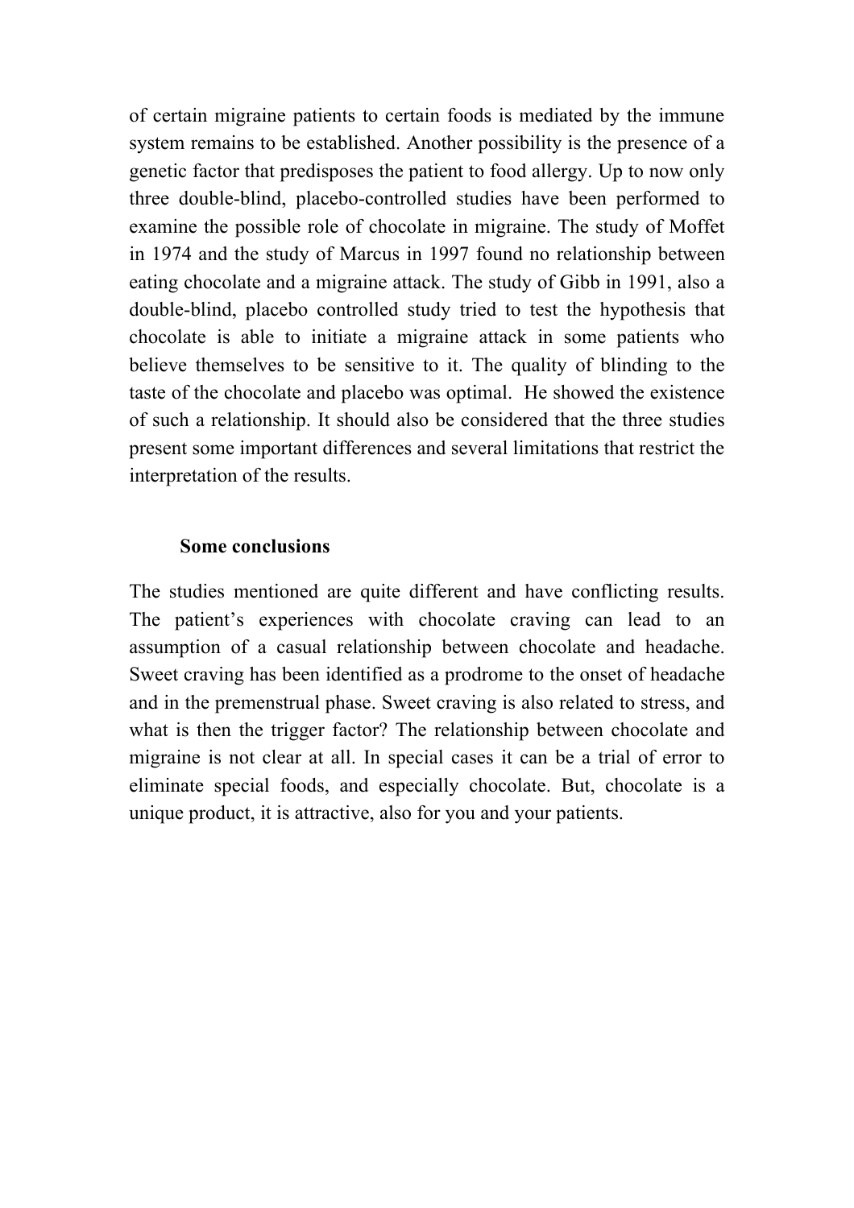of certain migraine patients to certain foods is mediated by the immune system remains to be established. Another possibility is the presence of a genetic factor that predisposes the patient to food allergy. Up to now only three double-blind, placebo-controlled studies have been performed to examine the possible role of chocolate in migraine. The study of Moffet in 1974 and the study of Marcus in 1997 found no relationship between eating chocolate and a migraine attack. The study of Gibb in 1991, also a double-blind, placebo controlled study tried to test the hypothesis that chocolate is able to initiate a migraine attack in some patients who believe themselves to be sensitive to it. The quality of blinding to the taste of the chocolate and placebo was optimal. He showed the existence of such a relationship. It should also be considered that the three studies present some important differences and several limitations that restrict the interpretation of the results.

## Some conclusions

The studies mentioned are quite different and have conflicting results. The patient's experiences with chocolate craving can lead to an assumption of a casual relationship between chocolate and headache. Sweet craving has been identified as a prodrome to the onset of headache and in the premenstrual phase. Sweet craving is also related to stress, and what is then the trigger factor? The relationship between chocolate and migraine is not clear at all. In special cases it can be a trial of error to eliminate special foods, and especially chocolate. But, chocolate is a unique product, it is attractive, also for you and your patients.